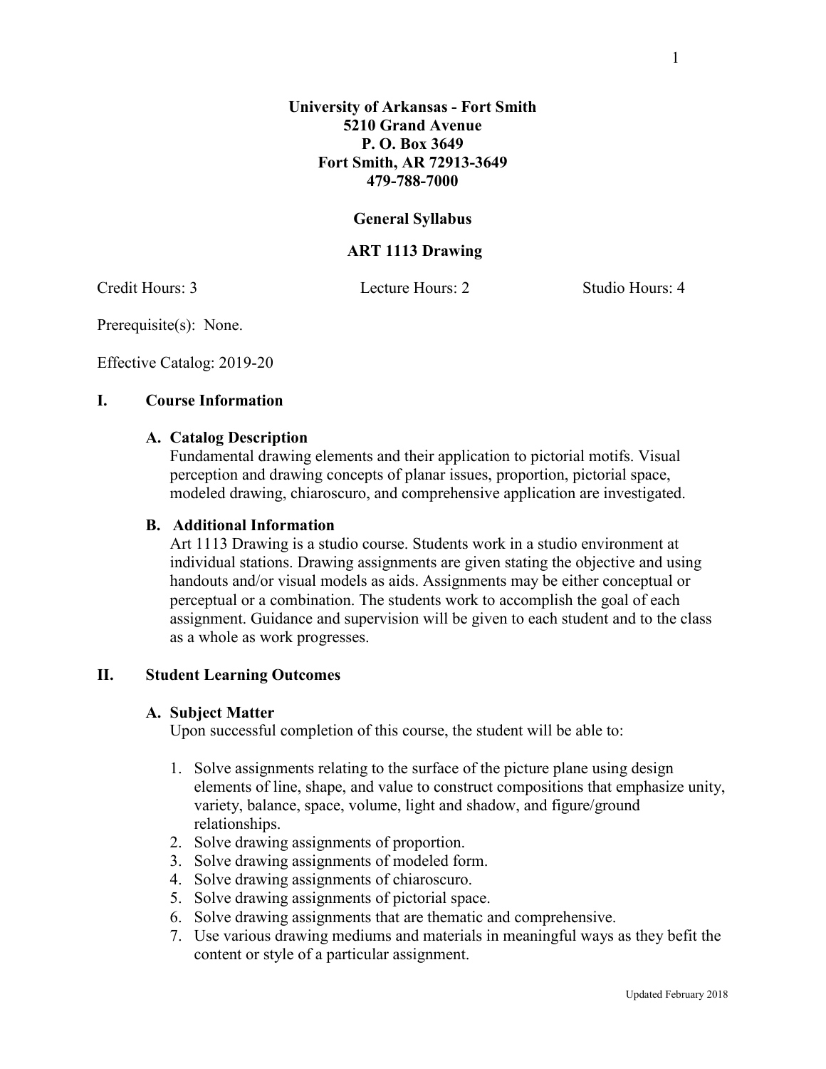**University of Arkansas - Fort Smith**
**5210 Grand Avenue**
**P. O. Box 3649**
**Fort Smith, AR 72913-3649**
**479-788-7000**

# General Syllabus

## ART 1113 Drawing

Credit Hours: 3 Lecture Hours: 2 Studio Hours: 4

Prerequisite(s): None.

Effective Catalog: 2019-20

## I. Course Information

### A. Catalog Description

Fundamental drawing elements and their application to pictorial motifs. Visual perception and drawing concepts of planar issues, proportion, pictorial space, modeled drawing, chiaroscuro, and comprehensive application are investigated.

### B. Additional Information

Art 1113 Drawing is a studio course. Students work in a studio environment at individual stations. Drawing assignments are given stating the objective and using handouts and/or visual models as aids. Assignments may be either conceptual or perceptual or a combination. The students work to accomplish the goal of each assignment. Guidance and supervision will be given to each student and to the class as a whole as work progresses.

## II. Student Learning Outcomes

### A. Subject Matter

Upon successful completion of this course, the student will be able to:

1. Solve assignments relating to the surface of the picture plane using design elements of line, shape, and value to construct compositions that emphasize unity, variety, balance, space, volume, light and shadow, and figure/ground relationships.
2. Solve drawing assignments of proportion.
3. Solve drawing assignments of modeled form.
4. Solve drawing assignments of chiaroscuro.
5. Solve drawing assignments of pictorial space.
6. Solve drawing assignments that are thematic and comprehensive.
7. Use various drawing mediums and materials in meaningful ways as they befit the content or style of a particular assignment.

Updated February 2018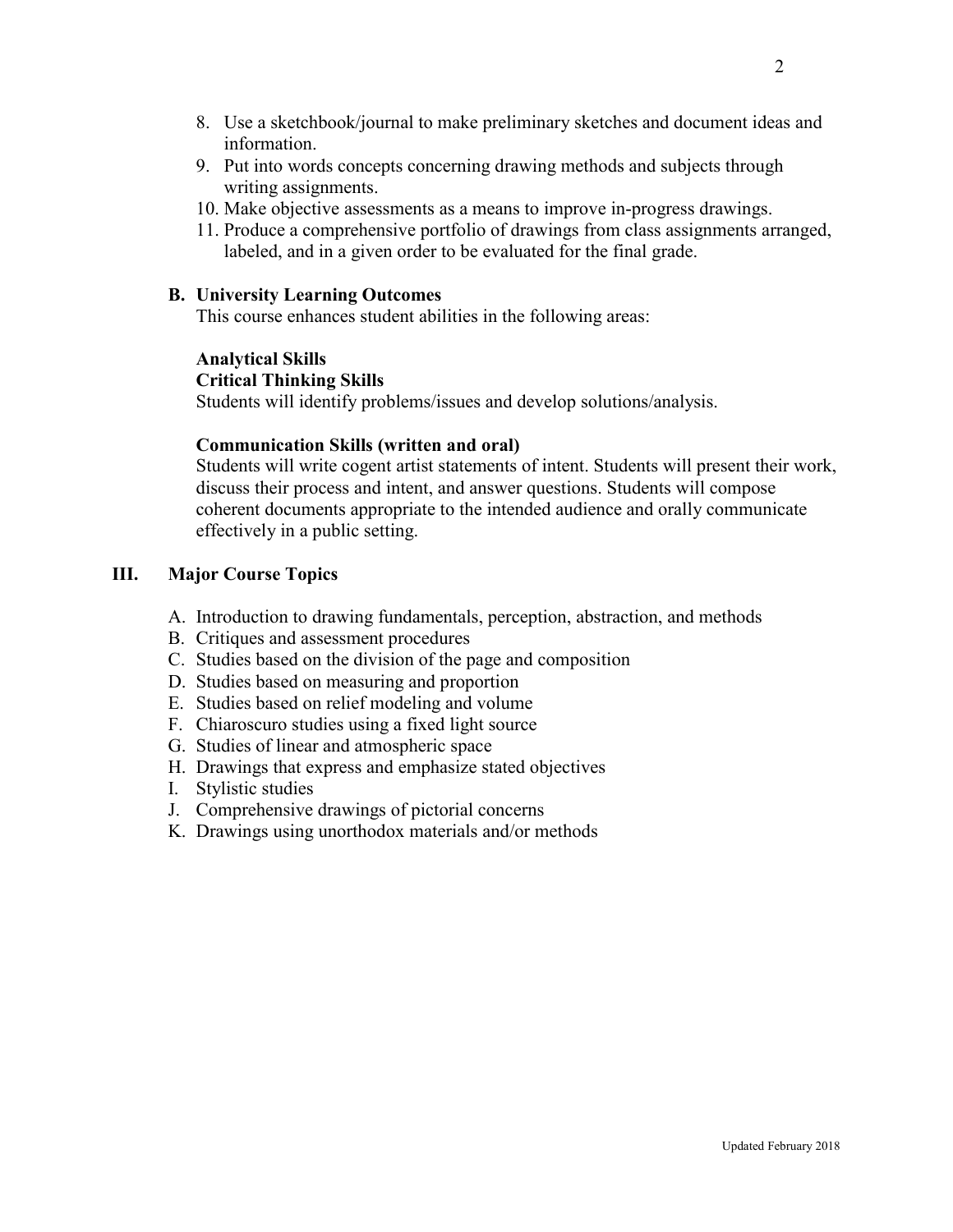8. Use a sketchbook/journal to make preliminary sketches and document ideas and information.
9. Put into words concepts concerning drawing methods and subjects through writing assignments.
10. Make objective assessments as a means to improve in-progress drawings.
11. Produce a comprehensive portfolio of drawings from class assignments arranged, labeled, and in a given order to be evaluated for the final grade.

### B. University Learning Outcomes

This course enhances student abilities in the following areas:

**Analytical Skills**
**Critical Thinking Skills**
Students will identify problems/issues and develop solutions/analysis.

**Communication Skills (written and oral)**
Students will write cogent artist statements of intent. Students will present their work, discuss their process and intent, and answer questions. Students will compose coherent documents appropriate to the intended audience and orally communicate effectively in a public setting.

## III. Major Course Topics

A. Introduction to drawing fundamentals, perception, abstraction, and methods
B. Critiques and assessment procedures
C. Studies based on the division of the page and composition
D. Studies based on measuring and proportion
E. Studies based on relief modeling and volume
F. Chiaroscuro studies using a fixed light source
G. Studies of linear and atmospheric space
H. Drawings that express and emphasize stated objectives
I. Stylistic studies
J. Comprehensive drawings of pictorial concerns
K. Drawings using unorthodox materials and/or methods

Updated February 2018